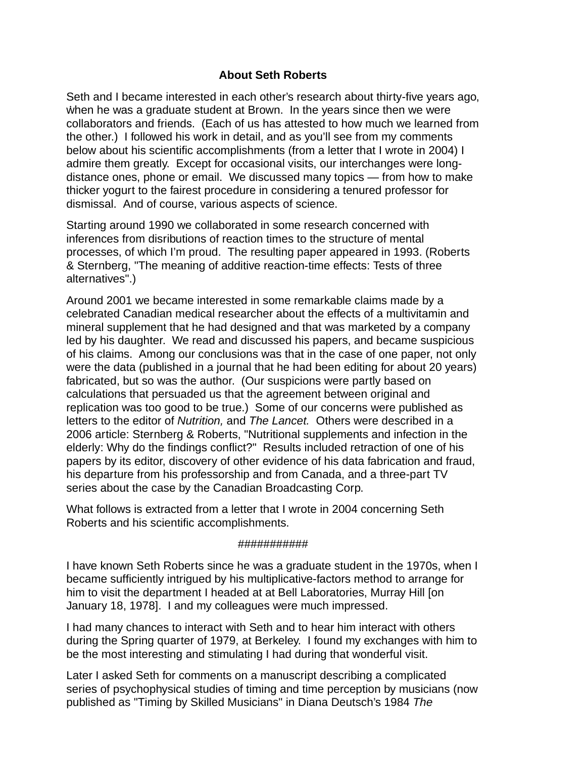**About Seth Roberts**

Seth and I became interested in each other's research about thirty-five years ago, when he was a graduate student at Brown. In the years since then we were collaborators and friends. (Each of us has attested to how much we learned from the other.) I followed his work in detail, and as you'll see from my comments below about his scientific accomplishments (from a letter that I wrote in 2004) I admire them greatly. Except for occasional visits, our interchanges were long-distance ones, phone or email. We discussed many topics — from how to make thicker yogurt to the fairest procedure in considering a tenured professor for dismissal. And of course, various aspects of science.

Starting around 1990 we collaborated in some research concerned with inferences from disributions of reaction times to the structure of mental processes, of which I'm proud. The resulting paper appeared in 1993. (Roberts & Sternberg, "The meaning of additive reaction-time effects: Tests of three alternatives".)

Around 2001 we became interested in some remarkable claims made by a celebrated Canadian medical researcher about the effects of a multivitamin and mineral supplement that he had designed and that was marketed by a company led by his daughter. We read and discussed his papers, and became suspicious of his claims. Among our conclusions was that in the case of one paper, not only were the data (published in a journal that he had been editing for about 20 years) fabricated, but so was the author. (Our suspicions were partly based on calculations that persuaded us that the agreement between original and replication was too good to be true.) Some of our concerns were published as letters to the editor of *Nutrition,* and *The Lancet.* Others were described in a 2006 article: Sternberg & Roberts, "Nutritional supplements and infection in the elderly: Why do the findings conflict?" Results included retraction of one of his papers by its editor, discovery of other evidence of his data fabrication and fraud, his departure from his professorship and from Canada, and a three-part TV series about the case by the Canadian Broadcasting Corp.

What follows is extracted from a letter that I wrote in 2004 concerning Seth Roberts and his scientific accomplishments.

###########

I have known Seth Roberts since he was a graduate student in the 1970s, when I became sufficiently intrigued by his multiplicative-factors method to arrange for him to visit the department I headed at at Bell Laboratories, Murray Hill [on January 18, 1978]. I and my colleagues were much impressed.

I had many chances to interact with Seth and to hear him interact with others during the Spring quarter of 1979, at Berkeley. I found my exchanges with him to be the most interesting and stimulating I had during that wonderful visit.

Later I asked Seth for comments on a manuscript describing a complicated series of psychophysical studies of timing and time perception by musicians (now published as "Timing by Skilled Musicians" in Diana Deutsch's 1984 *The*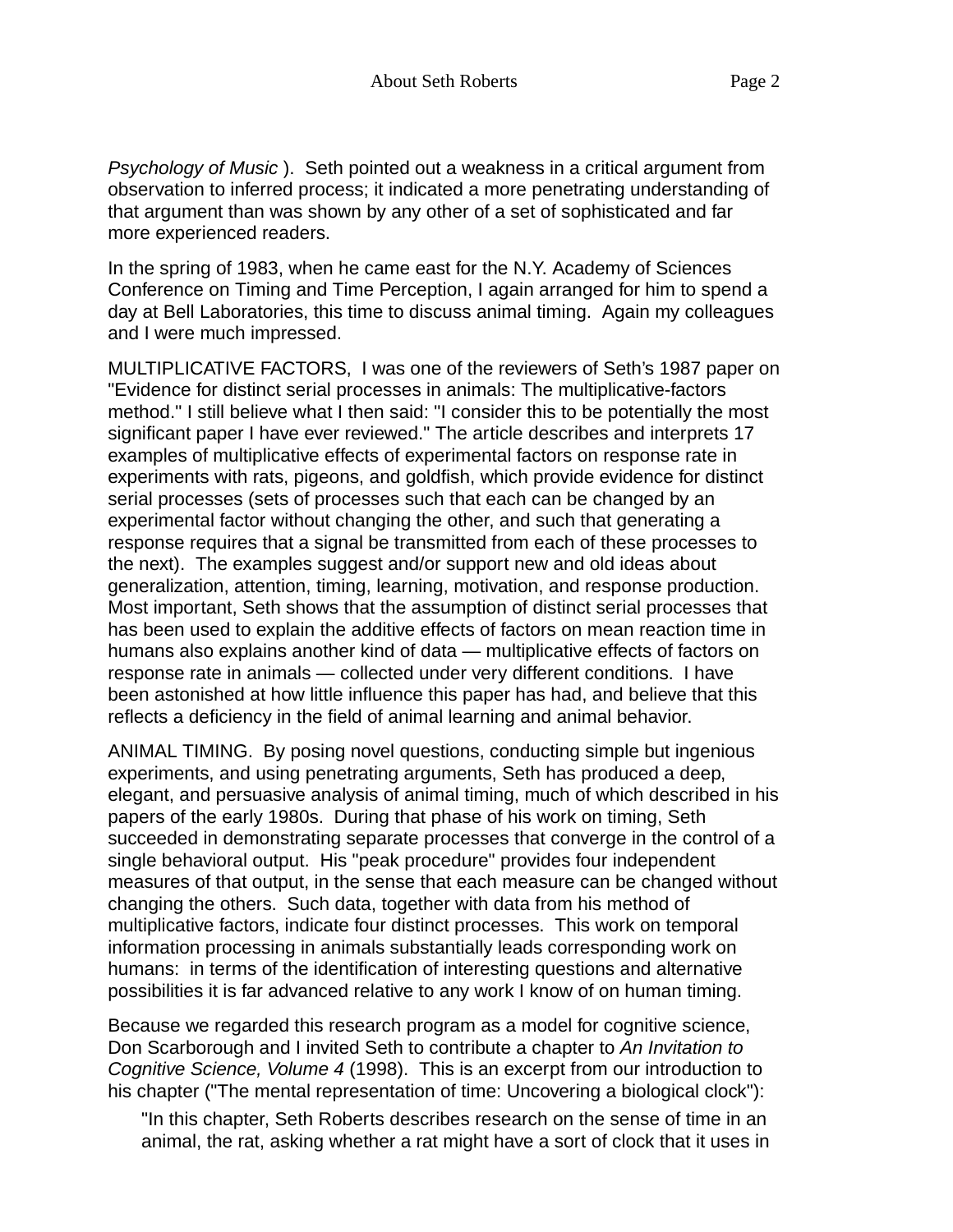*Psychology of Music* ). Seth pointed out a weakness in a critical argument from observation to inferred process; it indicated a more penetrating understanding of that argument than was shown by any other of a set of sophisticated and far more experienced readers.

In the spring of 1983, when he came east for the N.Y. Academy of Sciences Conference on Timing and Time Perception, I again arranged for him to spend a day at Bell Laboratories, this time to discuss animal timing. Again my colleagues and I were much impressed.

MULTIPLICATIVE FACTORS, I was one of the reviewers of Seth's 1987 paper on "Evidence for distinct serial processes in animals: The multiplicative-factors method." I still believe what I then said: "I consider this to be potentially the most significant paper I have ever reviewed." The article describes and interprets 17 examples of multiplicative effects of experimental factors on response rate in experiments with rats, pigeons, and goldfish, which provide evidence for distinct serial processes (sets of processes such that each can be changed by an experimental factor without changing the other, and such that generating a response requires that a signal be transmitted from each of these processes to the next). The examples suggest and/or support new and old ideas about generalization, attention, timing, learning, motivation, and response production. Most important, Seth shows that the assumption of distinct serial processes that has been used to explain the additive effects of factors on mean reaction time in humans also explains another kind of data — multiplicative effects of factors on response rate in animals — collected under very different conditions. I have been astonished at how little influence this paper has had, and believe that this reflects a deficiency in the field of animal learning and animal behavior.

ANIMAL TIMING. By posing novel questions, conducting simple but ingenious experiments, and using penetrating arguments, Seth has produced a deep, elegant, and persuasive analysis of animal timing, much of which described in his papers of the early 1980s. During that phase of his work on timing, Seth succeeded in demonstrating separate processes that converge in the control of a single behavioral output. His "peak procedure" provides four independent measures of that output, in the sense that each measure can be changed without changing the others. Such data, together with data from his method of multiplicative factors, indicate four distinct processes. This work on temporal information processing in animals substantially leads corresponding work on humans: in terms of the identification of interesting questions and alternative possibilities it is far advanced relative to any work I know of on human timing.

Because we regarded this research program as a model for cognitive science, Don Scarborough and I invited Seth to contribute a chapter to *An Invitation to Cognitive Science, Volume 4* (1998). This is an excerpt from our introduction to his chapter ("The mental representation of time: Uncovering a biological clock"):

> "In this chapter, Seth Roberts describes research on the sense of time in an animal, the rat, asking whether a rat might have a sort of clock that it uses in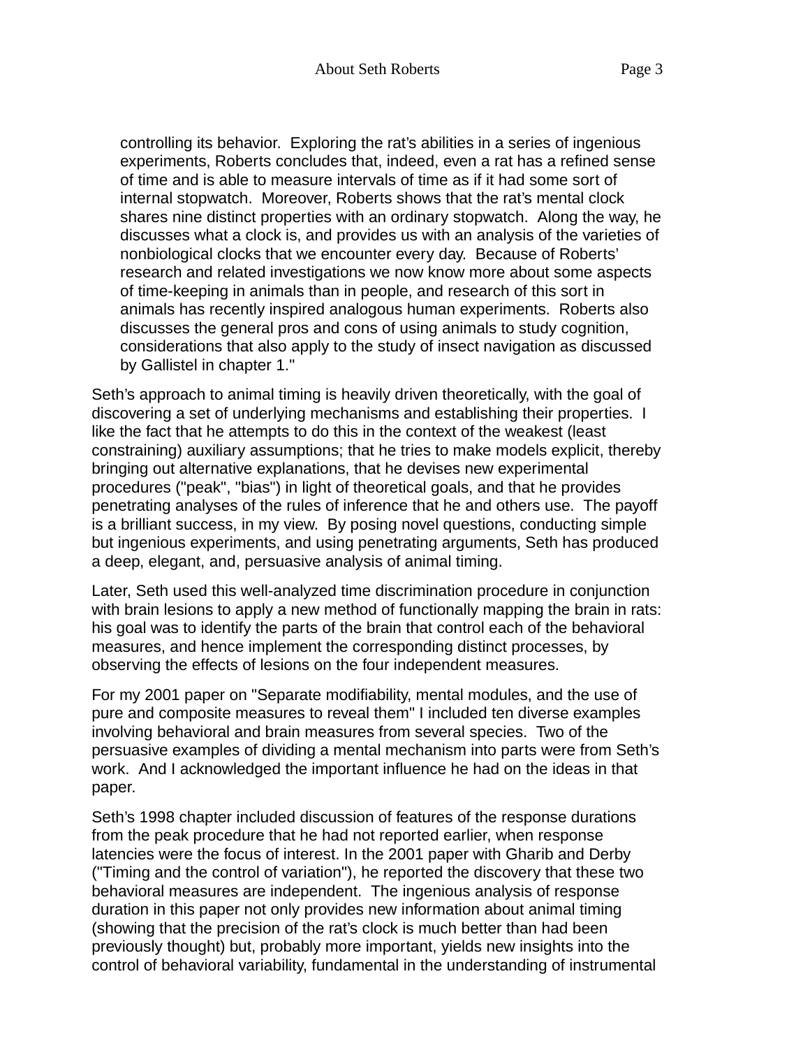> controlling its behavior. Exploring the rat's abilities in a series of ingenious experiments, Roberts concludes that, indeed, even a rat has a refined sense of time and is able to measure intervals of time as if it had some sort of internal stopwatch. Moreover, Roberts shows that the rat's mental clock shares nine distinct properties with an ordinary stopwatch. Along the way, he discusses what a clock is, and provides us with an analysis of the varieties of nonbiological clocks that we encounter every day. Because of Roberts' research and related investigations we now know more about some aspects of time-keeping in animals than in people, and research of this sort in animals has recently inspired analogous human experiments. Roberts also discusses the general pros and cons of using animals to study cognition, considerations that also apply to the study of insect navigation as discussed by Gallistel in chapter 1."

Seth's approach to animal timing is heavily driven theoretically, with the goal of discovering a set of underlying mechanisms and establishing their properties. I like the fact that he attempts to do this in the context of the weakest (least constraining) auxiliary assumptions; that he tries to make models explicit, thereby bringing out alternative explanations, that he devises new experimental procedures ("peak", "bias") in light of theoretical goals, and that he provides penetrating analyses of the rules of inference that he and others use. The payoff is a brilliant success, in my view. By posing novel questions, conducting simple but ingenious experiments, and using penetrating arguments, Seth has produced a deep, elegant, and, persuasive analysis of animal timing.

Later, Seth used this well-analyzed time discrimination procedure in conjunction with brain lesions to apply a new method of functionally mapping the brain in rats: his goal was to identify the parts of the brain that control each of the behavioral measures, and hence implement the corresponding distinct processes, by observing the effects of lesions on the four independent measures.

For my 2001 paper on "Separate modifiability, mental modules, and the use of pure and composite measures to reveal them" I included ten diverse examples involving behavioral and brain measures from several species. Two of the persuasive examples of dividing a mental mechanism into parts were from Seth's work. And I acknowledged the important influence he had on the ideas in that paper.

Seth's 1998 chapter included discussion of features of the response durations from the peak procedure that he had not reported earlier, when response latencies were the focus of interest. In the 2001 paper with Gharib and Derby ("Timing and the control of variation"), he reported the discovery that these two behavioral measures are independent. The ingenious analysis of response duration in this paper not only provides new information about animal timing (showing that the precision of the rat's clock is much better than had been previously thought) but, probably more important, yields new insights into the control of behavioral variability, fundamental in the understanding of instrumental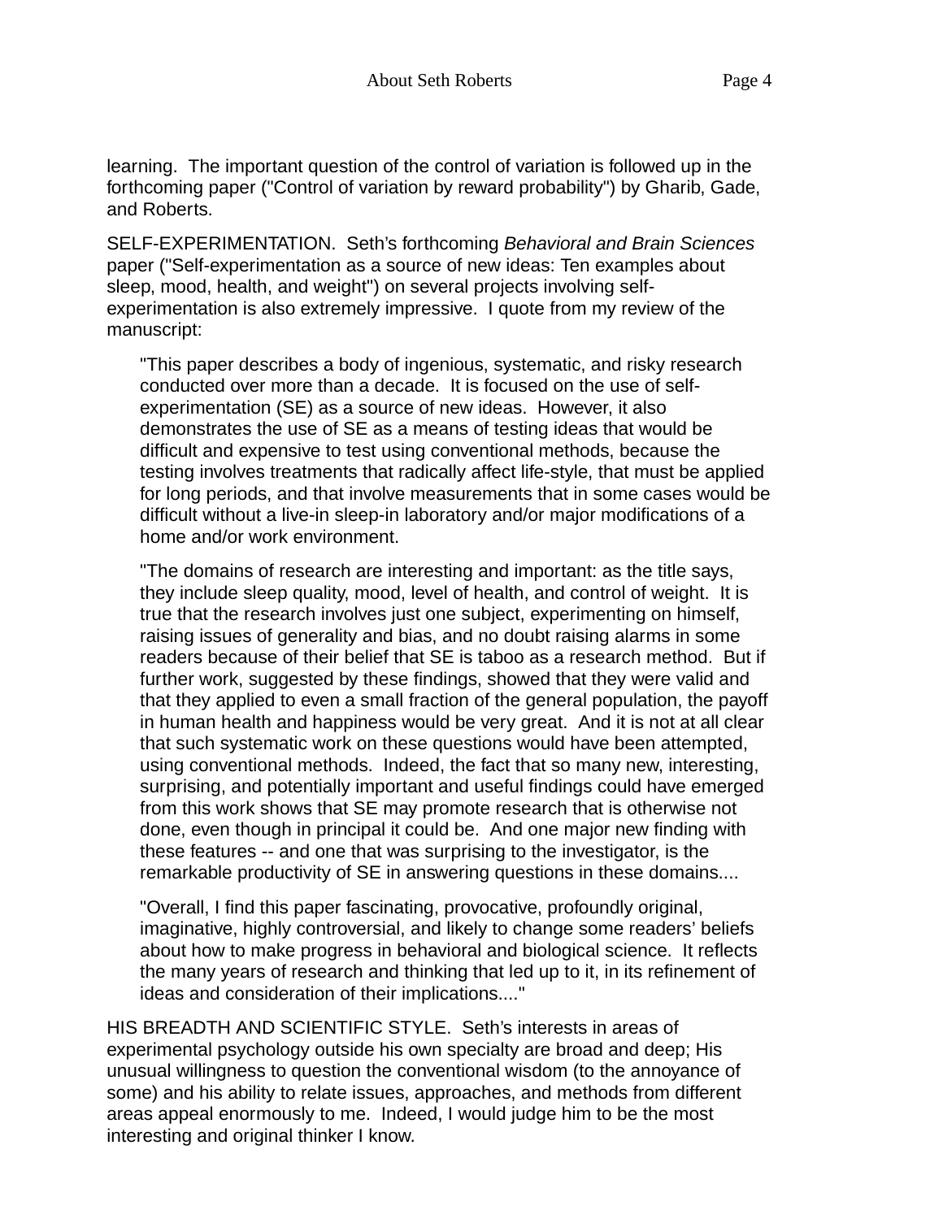learning. The important question of the control of variation is followed up in the forthcoming paper ("Control of variation by reward probability") by Gharib, Gade, and Roberts.

SELF-EXPERIMENTATION. Seth's forthcoming *Behavioral and Brain Sciences* paper ("Self-experimentation as a source of new ideas: Ten examples about sleep, mood, health, and weight") on several projects involving self-experimentation is also extremely impressive. I quote from my review of the manuscript:

> "This paper describes a body of ingenious, systematic, and risky research conducted over more than a decade. It is focused on the use of self-experimentation (SE) as a source of new ideas. However, it also demonstrates the use of SE as a means of testing ideas that would be difficult and expensive to test using conventional methods, because the testing involves treatments that radically affect life-style, that must be applied for long periods, and that involve measurements that in some cases would be difficult without a live-in sleep-in laboratory and/or major modifications of a home and/or work environment.
>
> "The domains of research are interesting and important: as the title says, they include sleep quality, mood, level of health, and control of weight. It is true that the research involves just one subject, experimenting on himself, raising issues of generality and bias, and no doubt raising alarms in some readers because of their belief that SE is taboo as a research method. But if further work, suggested by these findings, showed that they were valid and that they applied to even a small fraction of the general population, the payoff in human health and happiness would be very great. And it is not at all clear that such systematic work on these questions would have been attempted, using conventional methods. Indeed, the fact that so many new, interesting, surprising, and potentially important and useful findings could have emerged from this work shows that SE may promote research that is otherwise not done, even though in principal it could be. And one major new finding with these features -- and one that was surprising to the investigator, is the remarkable productivity of SE in answering questions in these domains....
>
> "Overall, I find this paper fascinating, provocative, profoundly original, imaginative, highly controversial, and likely to change some readers' beliefs about how to make progress in behavioral and biological science. It reflects the many years of research and thinking that led up to it, in its refinement of ideas and consideration of their implications...."

HIS BREADTH AND SCIENTIFIC STYLE. Seth's interests in areas of experimental psychology outside his own specialty are broad and deep; His unusual willingness to question the conventional wisdom (to the annoyance of some) and his ability to relate issues, approaches, and methods from different areas appeal enormously to me. Indeed, I would judge him to be the most interesting and original thinker I know.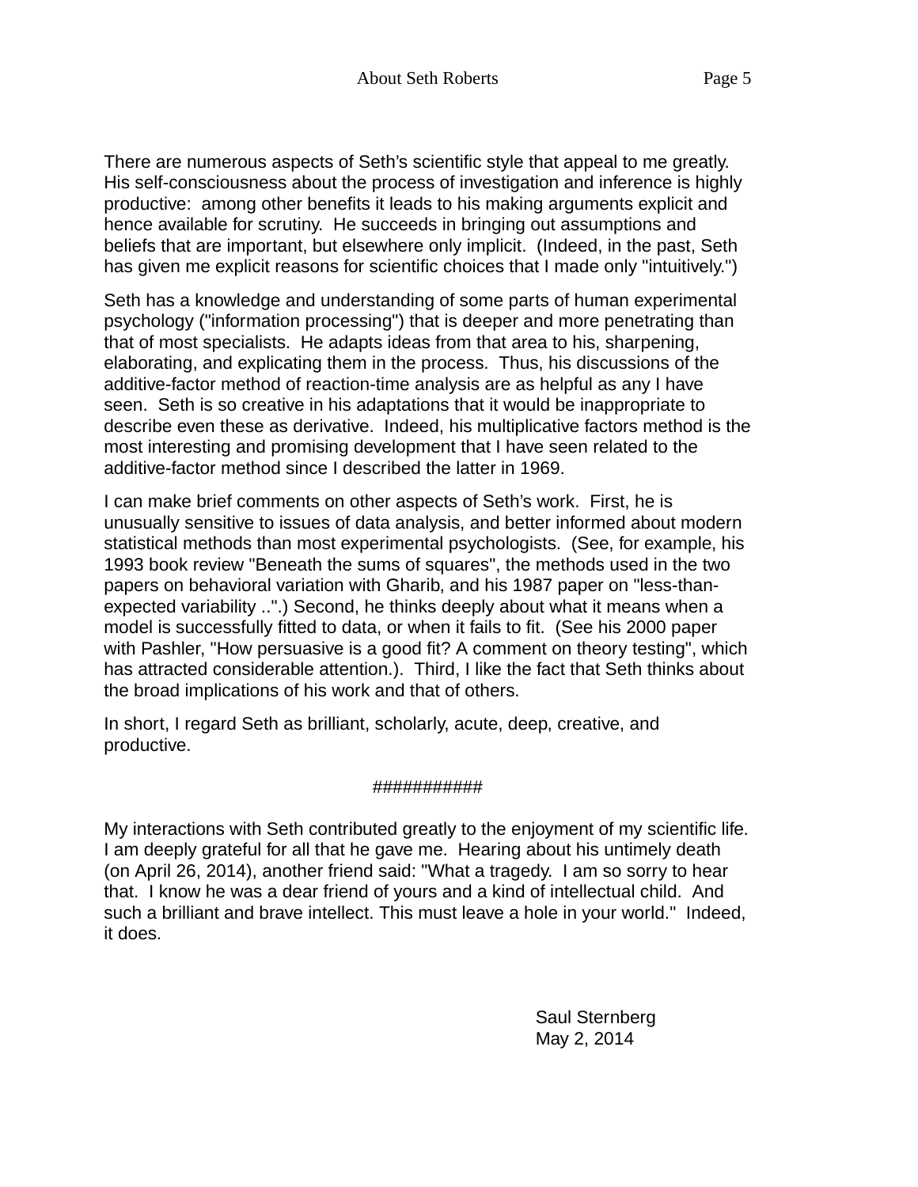There are numerous aspects of Seth's scientific style that appeal to me greatly. His self-consciousness about the process of investigation and inference is highly productive: among other benefits it leads to his making arguments explicit and hence available for scrutiny. He succeeds in bringing out assumptions and beliefs that are important, but elsewhere only implicit. (Indeed, in the past, Seth has given me explicit reasons for scientific choices that I made only "intuitively.")

Seth has a knowledge and understanding of some parts of human experimental psychology ("information processing") that is deeper and more penetrating than that of most specialists. He adapts ideas from that area to his, sharpening, elaborating, and explicating them in the process. Thus, his discussions of the additive-factor method of reaction-time analysis are as helpful as any I have seen. Seth is so creative in his adaptations that it would be inappropriate to describe even these as derivative. Indeed, his multiplicative factors method is the most interesting and promising development that I have seen related to the additive-factor method since I described the latter in 1969.

I can make brief comments on other aspects of Seth's work. First, he is unusually sensitive to issues of data analysis, and better informed about modern statistical methods than most experimental psychologists. (See, for example, his 1993 book review "Beneath the sums of squares", the methods used in the two papers on behavioral variation with Gharib, and his 1987 paper on "less-than-expected variability ..".) Second, he thinks deeply about what it means when a model is successfully fitted to data, or when it fails to fit. (See his 2000 paper with Pashler, "How persuasive is a good fit? A comment on theory testing", which has attracted considerable attention.). Third, I like the fact that Seth thinks about the broad implications of his work and that of others.

In short, I regard Seth as brilliant, scholarly, acute, deep, creative, and productive.

###########

My interactions with Seth contributed greatly to the enjoyment of my scientific life. I am deeply grateful for all that he gave me. Hearing about his untimely death (on April 26, 2014), another friend said: "What a tragedy. I am so sorry to hear that. I know he was a dear friend of yours and a kind of intellectual child. And such a brilliant and brave intellect. This must leave a hole in your world." Indeed, it does.

Saul Sternberg
May 2, 2014